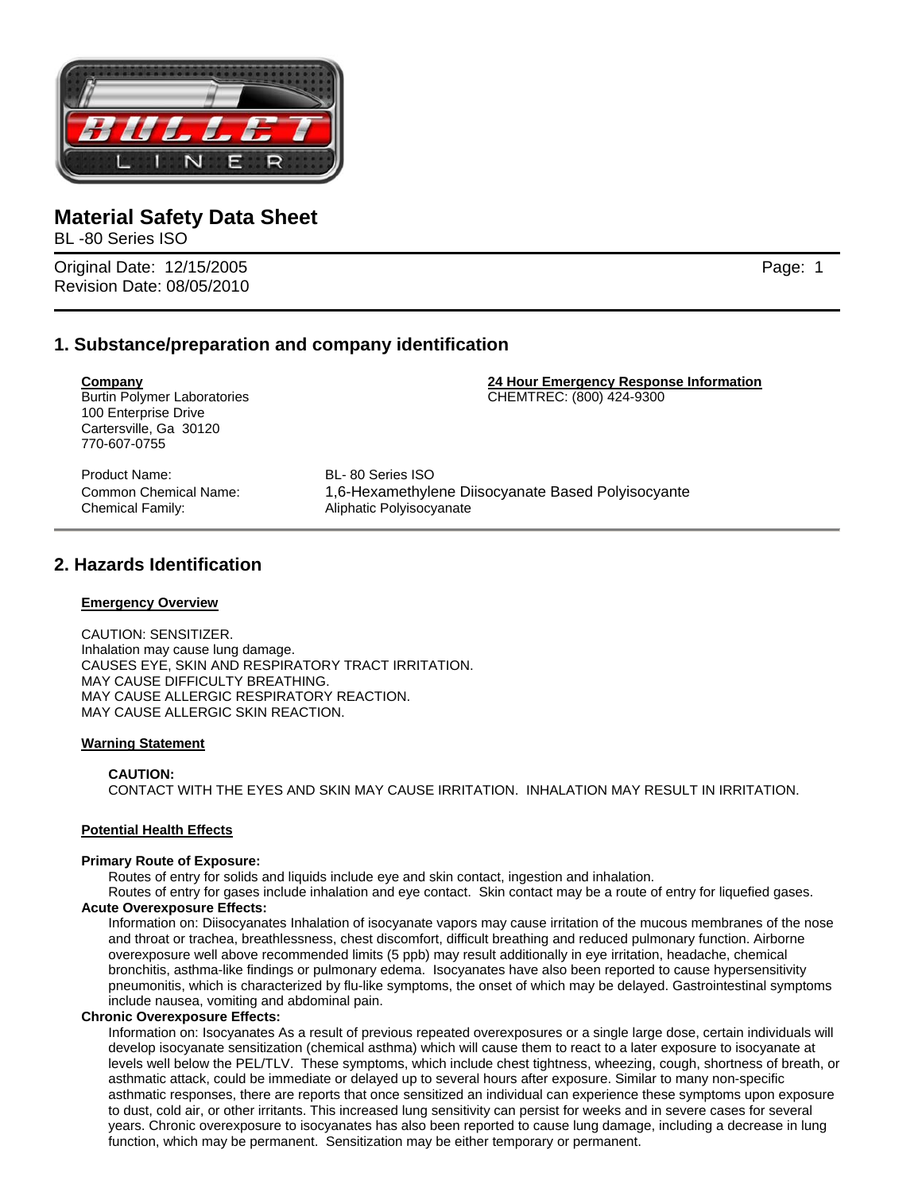# Material Safety Data Sheet

BL -80 Series ISO

Original Date: 12/15/2005
Revision Date: 08/05/2010

## 1. Substance/preparation and company identification

**Company**
Burtin Polymer Laboratories
100 Enterprise Drive
Cartersville, Ga 30120
770-607-0755

**24 Hour Emergency Response Information**
CHEMTREC: (800) 424-9300

| | |
|---|---|
| Product Name: | BL- 80 Series ISO |
| Common Chemical Name: | 1,6-Hexamethylene Diisocyanate Based Polyisocyante |
| Chemical Family: | Aliphatic Polyisocyanate |

## 2. Hazards Identification

**Emergency Overview**

CAUTION: SENSITIZER.
Inhalation may cause lung damage.
CAUSES EYE, SKIN AND RESPIRATORY TRACT IRRITATION.
MAY CAUSE DIFFICULTY BREATHING.
MAY CAUSE ALLERGIC RESPIRATORY REACTION.
MAY CAUSE ALLERGIC SKIN REACTION.

**Warning Statement**

**CAUTION:**
CONTACT WITH THE EYES AND SKIN MAY CAUSE IRRITATION. INHALATION MAY RESULT IN IRRITATION.

**Potential Health Effects**

**Primary Route of Exposure:**
Routes of entry for solids and liquids include eye and skin contact, ingestion and inhalation.
Routes of entry for gases include inhalation and eye contact. Skin contact may be a route of entry for liquefied gases.

**Acute Overexposure Effects:**
Information on: Diisocyanates Inhalation of isocyanate vapors may cause irritation of the mucous membranes of the nose and throat or trachea, breathlessness, chest discomfort, difficult breathing and reduced pulmonary function. Airborne overexposure well above recommended limits (5 ppb) may result additionally in eye irritation, headache, chemical bronchitis, asthma-like findings or pulmonary edema. Isocyanates have also been reported to cause hypersensitivity pneumonitis, which is characterized by flu-like symptoms, the onset of which may be delayed. Gastrointestinal symptoms include nausea, vomiting and abdominal pain.

**Chronic Overexposure Effects:**
Information on: Isocyanates As a result of previous repeated overexposures or a single large dose, certain individuals will develop isocyanate sensitization (chemical asthma) which will cause them to react to a later exposure to isocyanate at levels well below the PEL/TLV. These symptoms, which include chest tightness, wheezing, cough, shortness of breath, or asthmatic attack, could be immediate or delayed up to several hours after exposure. Similar to many non-specific asthmatic responses, there are reports that once sensitized an individual can experience these symptoms upon exposure to dust, cold air, or other irritants. This increased lung sensitivity can persist for weeks and in severe cases for several years. Chronic overexposure to isocyanates has also been reported to cause lung damage, including a decrease in lung function, which may be permanent. Sensitization may be either temporary or permanent.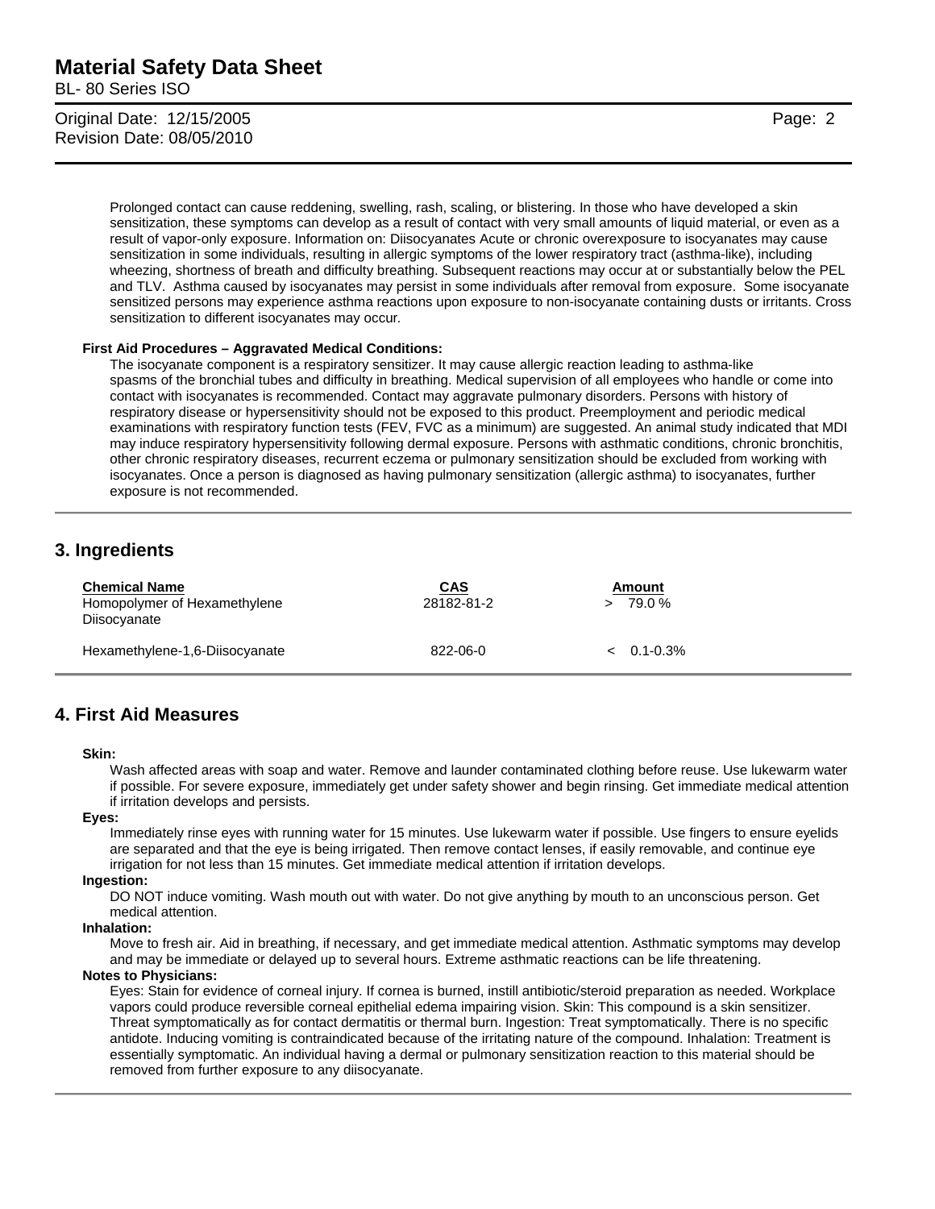Prolonged contact can cause reddening, swelling, rash, scaling, or blistering. In those who have developed a skin sensitization, these symptoms can develop as a result of contact with very small amounts of liquid material, or even as a result of vapor-only exposure. Information on: Diisocyanates Acute or chronic overexposure to isocyanates may cause sensitization in some individuals, resulting in allergic symptoms of the lower respiratory tract (asthma-like), including wheezing, shortness of breath and difficulty breathing. Subsequent reactions may occur at or substantially below the PEL and TLV. Asthma caused by isocyanates may persist in some individuals after removal from exposure. Some isocyanate sensitized persons may experience asthma reactions upon exposure to non-isocyanate containing dusts or irritants. Cross sensitization to different isocyanates may occur.

**First Aid Procedures – Aggravated Medical Conditions:**

The isocyanate component is a respiratory sensitizer. It may cause allergic reaction leading to asthma-like spasms of the bronchial tubes and difficulty in breathing. Medical supervision of all employees who handle or come into contact with isocyanates is recommended. Contact may aggravate pulmonary disorders. Persons with history of respiratory disease or hypersensitivity should not be exposed to this product. Preemployment and periodic medical examinations with respiratory function tests (FEV, FVC as a minimum) are suggested. An animal study indicated that MDI may induce respiratory hypersensitivity following dermal exposure. Persons with asthmatic conditions, chronic bronchitis, other chronic respiratory diseases, recurrent eczema or pulmonary sensitization should be excluded from working with isocyanates. Once a person is diagnosed as having pulmonary sensitization (allergic asthma) to isocyanates, further exposure is not recommended.

## 3. Ingredients

| Chemical Name | CAS | Amount |
|---|---|---|
| Homopolymer of Hexamethylene Diisocyanate | 28182-81-2 | > 79.0 % |
| Hexamethylene-1,6-Diisocyanate | 822-06-0 | < 0.1-0.3% |

## 4. First Aid Measures

**Skin:**

Wash affected areas with soap and water. Remove and launder contaminated clothing before reuse. Use lukewarm water if possible. For severe exposure, immediately get under safety shower and begin rinsing. Get immediate medical attention if irritation develops and persists.

**Eyes:**

Immediately rinse eyes with running water for 15 minutes. Use lukewarm water if possible. Use fingers to ensure eyelids are separated and that the eye is being irrigated. Then remove contact lenses, if easily removable, and continue eye irrigation for not less than 15 minutes. Get immediate medical attention if irritation develops.

**Ingestion:**

DO NOT induce vomiting. Wash mouth out with water. Do not give anything by mouth to an unconscious person. Get medical attention.

**Inhalation:**

Move to fresh air. Aid in breathing, if necessary, and get immediate medical attention. Asthmatic symptoms may develop and may be immediate or delayed up to several hours. Extreme asthmatic reactions can be life threatening.

**Notes to Physicians:**

Eyes: Stain for evidence of corneal injury. If cornea is burned, instill antibiotic/steroid preparation as needed. Workplace vapors could produce reversible corneal epithelial edema impairing vision. Skin: This compound is a skin sensitizer. Threat symptomatically as for contact dermatitis or thermal burn. Ingestion: Treat symptomatically. There is no specific antidote. Inducing vomiting is contraindicated because of the irritating nature of the compound. Inhalation: Treatment is essentially symptomatic. An individual having a dermal or pulmonary sensitization reaction to this material should be removed from further exposure to any diisocyanate.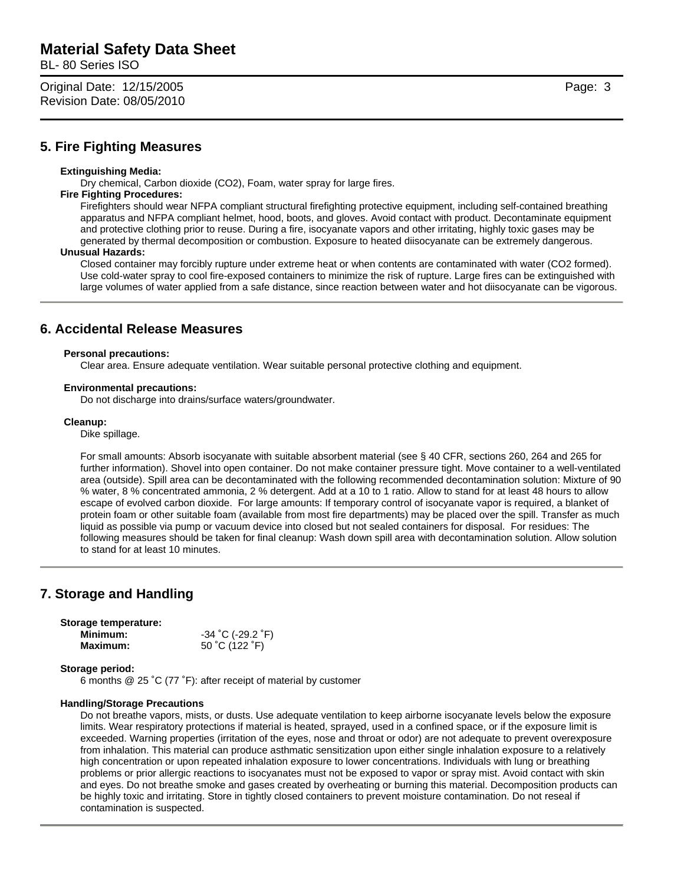## 5. Fire Fighting Measures

**Extinguishing Media:**

Dry chemical, Carbon dioxide ($CO_2$), Foam, water spray for large fires.

**Fire Fighting Procedures:**

Firefighters should wear NFPA compliant structural firefighting protective equipment, including self-contained breathing apparatus and NFPA compliant helmet, hood, boots, and gloves. Avoid contact with product. Decontaminate equipment and protective clothing prior to reuse. During a fire, isocyanate vapors and other irritating, highly toxic gases may be generated by thermal decomposition or combustion. Exposure to heated diisocyanate can be extremely dangerous.

**Unusual Hazards:**

Closed container may forcibly rupture under extreme heat or when contents are contaminated with water ($CO_2$ formed). Use cold-water spray to cool fire-exposed containers to minimize the risk of rupture. Large fires can be extinguished with large volumes of water applied from a safe distance, since reaction between water and hot diisocyanate can be vigorous.

## 6. Accidental Release Measures

**Personal precautions:**

Clear area. Ensure adequate ventilation. Wear suitable personal protective clothing and equipment.

**Environmental precautions:**

Do not discharge into drains/surface waters/groundwater.

**Cleanup:**

Dike spillage.

For small amounts: Absorb isocyanate with suitable absorbent material (see § 40 CFR, sections 260, 264 and 265 for further information). Shovel into open container. Do not make container pressure tight. Move container to a well-ventilated area (outside). Spill area can be decontaminated with the following recommended decontamination solution: Mixture of 90 % water, 8 % concentrated ammonia, 2 % detergent. Add at a 10 to 1 ratio. Allow to stand for at least 48 hours to allow escape of evolved carbon dioxide. For large amounts: If temporary control of isocyanate vapor is required, a blanket of protein foam or other suitable foam (available from most fire departments) may be placed over the spill. Transfer as much liquid as possible via pump or vacuum device into closed but not sealed containers for disposal. For residues: The following measures should be taken for final cleanup: Wash down spill area with decontamination solution. Allow solution to stand for at least 10 minutes.

## 7. Storage and Handling

**Storage temperature:**

| | |
|---|---|
| **Minimum:** | -34 ˚C (-29.2 ˚F) |
| **Maximum:** | 50 ˚C (122 ˚F) |

**Storage period:**

6 months @ 25 ˚C (77 ˚F): after receipt of material by customer

**Handling/Storage Precautions**

Do not breathe vapors, mists, or dusts. Use adequate ventilation to keep airborne isocyanate levels below the exposure limits. Wear respiratory protections if material is heated, sprayed, used in a confined space, or if the exposure limit is exceeded. Warning properties (irritation of the eyes, nose and throat or odor) are not adequate to prevent overexposure from inhalation. This material can produce asthmatic sensitization upon either single inhalation exposure to a relatively high concentration or upon repeated inhalation exposure to lower concentrations. Individuals with lung or breathing problems or prior allergic reactions to isocyanates must not be exposed to vapor or spray mist. Avoid contact with skin and eyes. Do not breathe smoke and gases created by overheating or burning this material. Decomposition products can be highly toxic and irritating. Store in tightly closed containers to prevent moisture contamination. Do not reseal if contamination is suspected.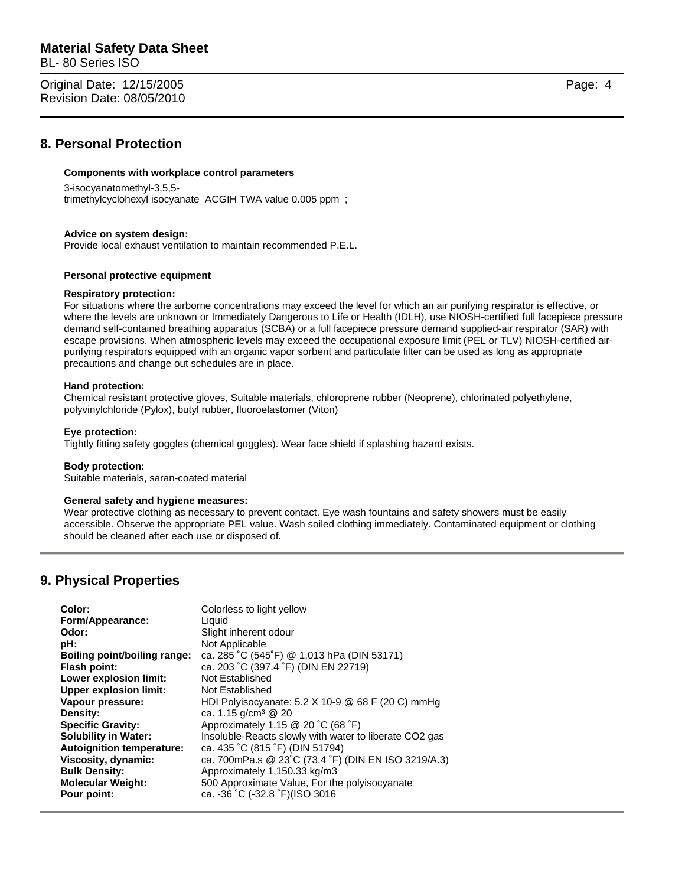## 8. Personal Protection

**Components with workplace control parameters**

3-isocyanatomethyl-3,5,5-
trimethylcyclohexyl isocyanate ACGIH TWA value 0.005 ppm ;

**Advice on system design:**
Provide local exhaust ventilation to maintain recommended P.E.L.

**Personal protective equipment**

**Respiratory protection:**
For situations where the airborne concentrations may exceed the level for which an air purifying respirator is effective, or where the levels are unknown or Immediately Dangerous to Life or Health (IDLH), use NIOSH-certified full facepiece pressure demand self-contained breathing apparatus (SCBA) or a full facepiece pressure demand supplied-air respirator (SAR) with escape provisions. When atmospheric levels may exceed the occupational exposure limit (PEL or TLV) NIOSH-certified air-purifying respirators equipped with an organic vapor sorbent and particulate filter can be used as long as appropriate precautions and change out schedules are in place.

**Hand protection:**
Chemical resistant protective gloves, Suitable materials, chloroprene rubber (Neoprene), chlorinated polyethylene, polyvinylchloride (Pylox), butyl rubber, fluoroelastomer (Viton)

**Eye protection:**
Tightly fitting safety goggles (chemical goggles). Wear face shield if splashing hazard exists.

**Body protection:**
Suitable materials, saran-coated material

**General safety and hygiene measures:**
Wear protective clothing as necessary to prevent contact. Eye wash fountains and safety showers must be easily accessible. Observe the appropriate PEL value. Wash soiled clothing immediately. Contaminated equipment or clothing should be cleaned after each use or disposed of.

## 9. Physical Properties

| | |
|---|---|
| **Color:** | Colorless to light yellow |
| **Form/Appearance:** | Liquid |
| **Odor:** | Slight inherent odour |
| **pH:** | Not Applicable |
| **Boiling point/boiling range:** | ca. 285 ˚C (545˚F) @ 1,013 hPa (DIN 53171) |
| **Flash point:** | ca. 203 ˚C (397.4 ˚F) (DIN EN 22719) |
| **Lower explosion limit:** | Not Established |
| **Upper explosion limit:** | Not Established |
| **Vapour pressure:** | HDI Polyisocyanate: 5.2 X 10-9 @ 68 F (20 C) mmHg |
| **Density:** | ca. 1.15 g/cm³ @ 20 |
| **Specific Gravity:** | Approximately 1.15 @ 20 ˚C (68 ˚F) |
| **Solubility in Water:** | Insoluble-Reacts slowly with water to liberate $CO_2$ gas |
| **Autoignition temperature:** | ca. 435 ˚C (815 ˚F) (DIN 51794) |
| **Viscosity, dynamic:** | ca. 700mPa.s @ 23˚C (73.4 ˚F) (DIN EN ISO 3219/A.3) |
| **Bulk Density:** | Approximately 1,150.33 kg/m3 |
| **Molecular Weight:** | 500 Approximate Value, For the polyisocyanate |
| **Pour point:** | ca. -36 ˚C (-32.8 ˚F)(ISO 3016 |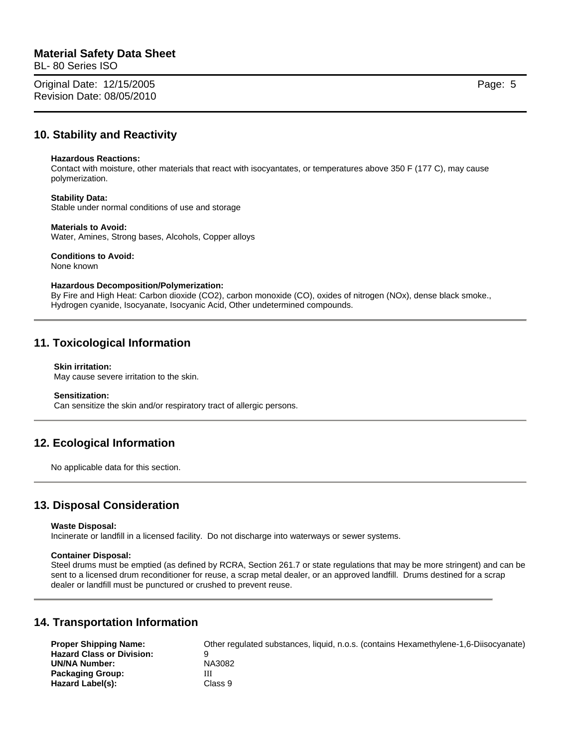## 10. Stability and Reactivity

**Hazardous Reactions:**
Contact with moisture, other materials that react with isocyantates, or temperatures above 350 F (177 C), may cause polymerization.

**Stability Data:**
Stable under normal conditions of use and storage

**Materials to Avoid:**
Water, Amines, Strong bases, Alcohols, Copper alloys

**Conditions to Avoid:**
None known

**Hazardous Decomposition/Polymerization:**
By Fire and High Heat: Carbon dioxide ($CO_2$), carbon monoxide (CO), oxides of nitrogen (NOx), dense black smoke., Hydrogen cyanide, Isocyanate, Isocyanic Acid, Other undetermined compounds.

## 11. Toxicological Information

**Skin irritation:**
May cause severe irritation to the skin.

**Sensitization:**
Can sensitize the skin and/or respiratory tract of allergic persons.

## 12. Ecological Information

No applicable data for this section.

## 13. Disposal Consideration

**Waste Disposal:**
Incinerate or landfill in a licensed facility. Do not discharge into waterways or sewer systems.

**Container Disposal:**
Steel drums must be emptied (as defined by RCRA, Section 261.7 or state regulations that may be more stringent) and can be sent to a licensed drum reconditioner for reuse, a scrap metal dealer, or an approved landfill. Drums destined for a scrap dealer or landfill must be punctured or crushed to prevent reuse.

## 14. Transportation Information

| | |
|---|---|
| **Proper Shipping Name:** | Other regulated substances, liquid, n.o.s. (contains Hexamethylene-1,6-Diisocyanate) |
| **Hazard Class or Division:** | 9 |
| **UN/NA Number:** | NA3082 |
| **Packaging Group:** | III |
| **Hazard Label(s):** | Class 9 |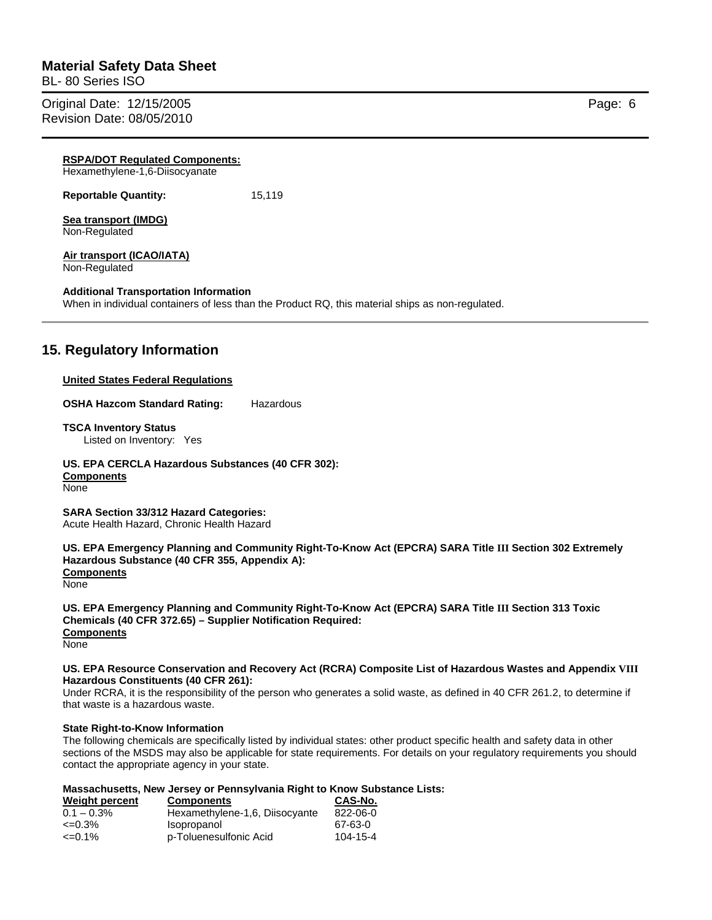**RSPA/DOT Regulated Components:**
Hexamethylene-1,6-Diisocyanate

**Reportable Quantity:** 15,119

**Sea transport (IMDG)**
Non-Regulated

**Air transport (ICAO/IATA)**
Non-Regulated

**Additional Transportation Information**
When in individual containers of less than the Product RQ, this material ships as non-regulated.

## 15. Regulatory Information

**United States Federal Regulations**

**OSHA Hazcom Standard Rating:** Hazardous

**TSCA Inventory Status**
Listed on Inventory: Yes

**US. EPA CERCLA Hazardous Substances (40 CFR 302):**
**Components**
None

**SARA Section 33/312 Hazard Categories:**
Acute Health Hazard, Chronic Health Hazard

**US. EPA Emergency Planning and Community Right-To-Know Act (EPCRA) SARA Title III Section 302 Extremely Hazardous Substance (40 CFR 355, Appendix A):**
**Components**
None

**US. EPA Emergency Planning and Community Right-To-Know Act (EPCRA) SARA Title III Section 313 Toxic Chemicals (40 CFR 372.65) – Supplier Notification Required:**
**Components**
None

**US. EPA Resource Conservation and Recovery Act (RCRA) Composite List of Hazardous Wastes and Appendix VIII Hazardous Constituents (40 CFR 261):**
Under RCRA, it is the responsibility of the person who generates a solid waste, as defined in 40 CFR 261.2, to determine if that waste is a hazardous waste.

**State Right-to-Know Information**
The following chemicals are specifically listed by individual states: other product specific health and safety data in other sections of the MSDS may also be applicable for state requirements. For details on your regulatory requirements you should contact the appropriate agency in your state.

**Massachusetts, New Jersey or Pennsylvania Right to Know Substance Lists:**

| Weight percent | Components | CAS-No. |
|---|---|---|
| 0.1 – 0.3% | Hexamethylene-1,6, Diisocyante | 822-06-0 |
| <=0.3% | Isopropanol | 67-63-0 |
| <=0.1% | p-Toluenesulfonic Acid | 104-15-4 |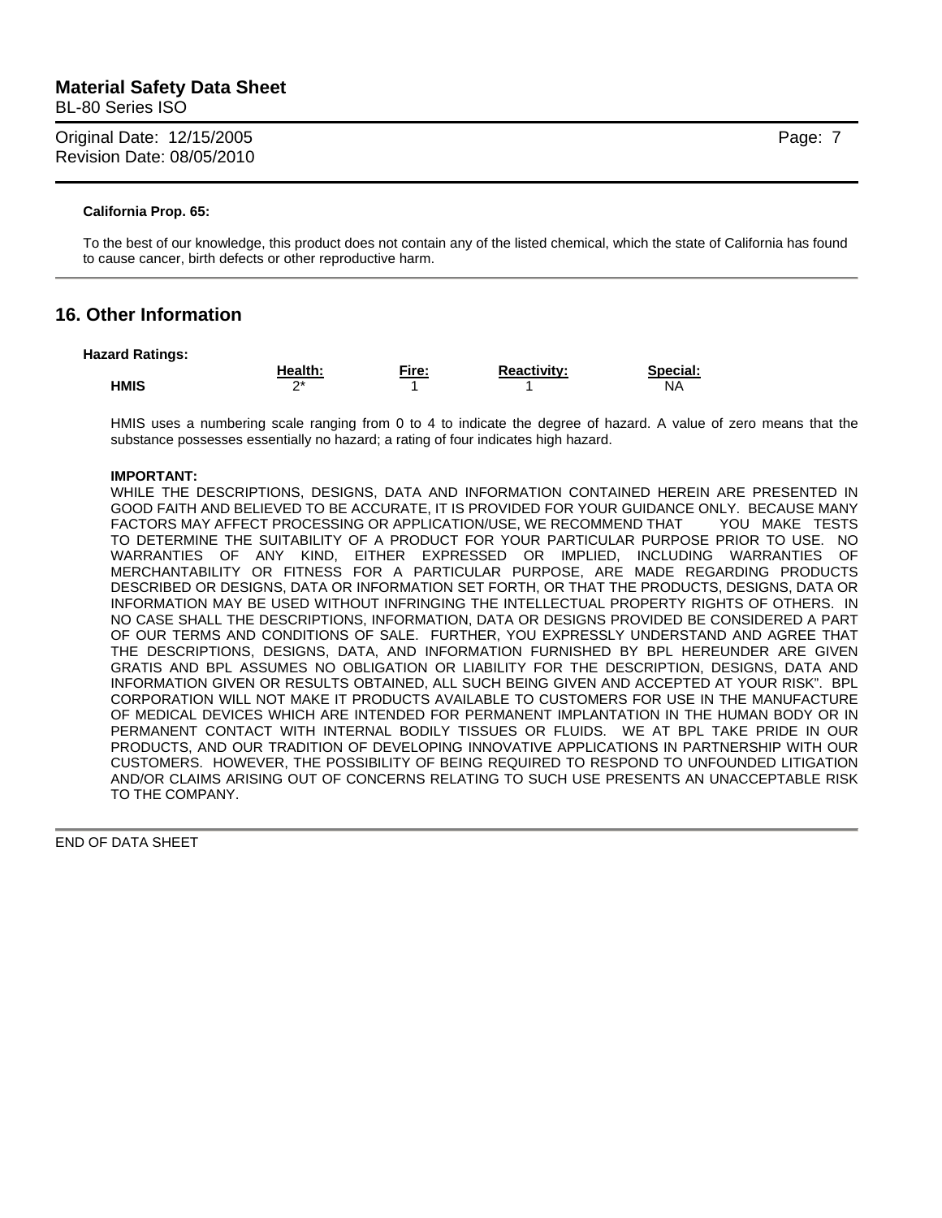**California Prop. 65:**

To the best of our knowledge, this product does not contain any of the listed chemical, which the state of California has found to cause cancer, birth defects or other reproductive harm.

## 16. Other Information

**Hazard Ratings:**

| | Health: | Fire: | Reactivity: | Special: |
|---|---|---|---|---|
| **HMIS** | 2* | 1 | 1 | NA |

HMIS uses a numbering scale ranging from 0 to 4 to indicate the degree of hazard. A value of zero means that the substance possesses essentially no hazard; a rating of four indicates high hazard.

**IMPORTANT:**

WHILE THE DESCRIPTIONS, DESIGNS, DATA AND INFORMATION CONTAINED HEREIN ARE PRESENTED IN GOOD FAITH AND BELIEVED TO BE ACCURATE, IT IS PROVIDED FOR YOUR GUIDANCE ONLY. BECAUSE MANY FACTORS MAY AFFECT PROCESSING OR APPLICATION/USE, WE RECOMMEND THAT YOU MAKE TESTS TO DETERMINE THE SUITABILITY OF A PRODUCT FOR YOUR PARTICULAR PURPOSE PRIOR TO USE. NO WARRANTIES OF ANY KIND, EITHER EXPRESSED OR IMPLIED, INCLUDING WARRANTIES OF MERCHANTABILITY OR FITNESS FOR A PARTICULAR PURPOSE, ARE MADE REGARDING PRODUCTS DESCRIBED OR DESIGNS, DATA OR INFORMATION SET FORTH, OR THAT THE PRODUCTS, DESIGNS, DATA OR INFORMATION MAY BE USED WITHOUT INFRINGING THE INTELLECTUAL PROPERTY RIGHTS OF OTHERS. IN NO CASE SHALL THE DESCRIPTIONS, INFORMATION, DATA OR DESIGNS PROVIDED BE CONSIDERED A PART OF OUR TERMS AND CONDITIONS OF SALE. FURTHER, YOU EXPRESSLY UNDERSTAND AND AGREE THAT THE DESCRIPTIONS, DESIGNS, DATA, AND INFORMATION FURNISHED BY BPL HEREUNDER ARE GIVEN GRATIS AND BPL ASSUMES NO OBLIGATION OR LIABILITY FOR THE DESCRIPTION, DESIGNS, DATA AND INFORMATION GIVEN OR RESULTS OBTAINED, ALL SUCH BEING GIVEN AND ACCEPTED AT YOUR RISK". BPL CORPORATION WILL NOT MAKE IT PRODUCTS AVAILABLE TO CUSTOMERS FOR USE IN THE MANUFACTURE OF MEDICAL DEVICES WHICH ARE INTENDED FOR PERMANENT IMPLANTATION IN THE HUMAN BODY OR IN PERMANENT CONTACT WITH INTERNAL BODILY TISSUES OR FLUIDS. WE AT BPL TAKE PRIDE IN OUR PRODUCTS, AND OUR TRADITION OF DEVELOPING INNOVATIVE APPLICATIONS IN PARTNERSHIP WITH OUR CUSTOMERS. HOWEVER, THE POSSIBILITY OF BEING REQUIRED TO RESPOND TO UNFOUNDED LITIGATION AND/OR CLAIMS ARISING OUT OF CONCERNS RELATING TO SUCH USE PRESENTS AN UNACCEPTABLE RISK TO THE COMPANY.

END OF DATA SHEET